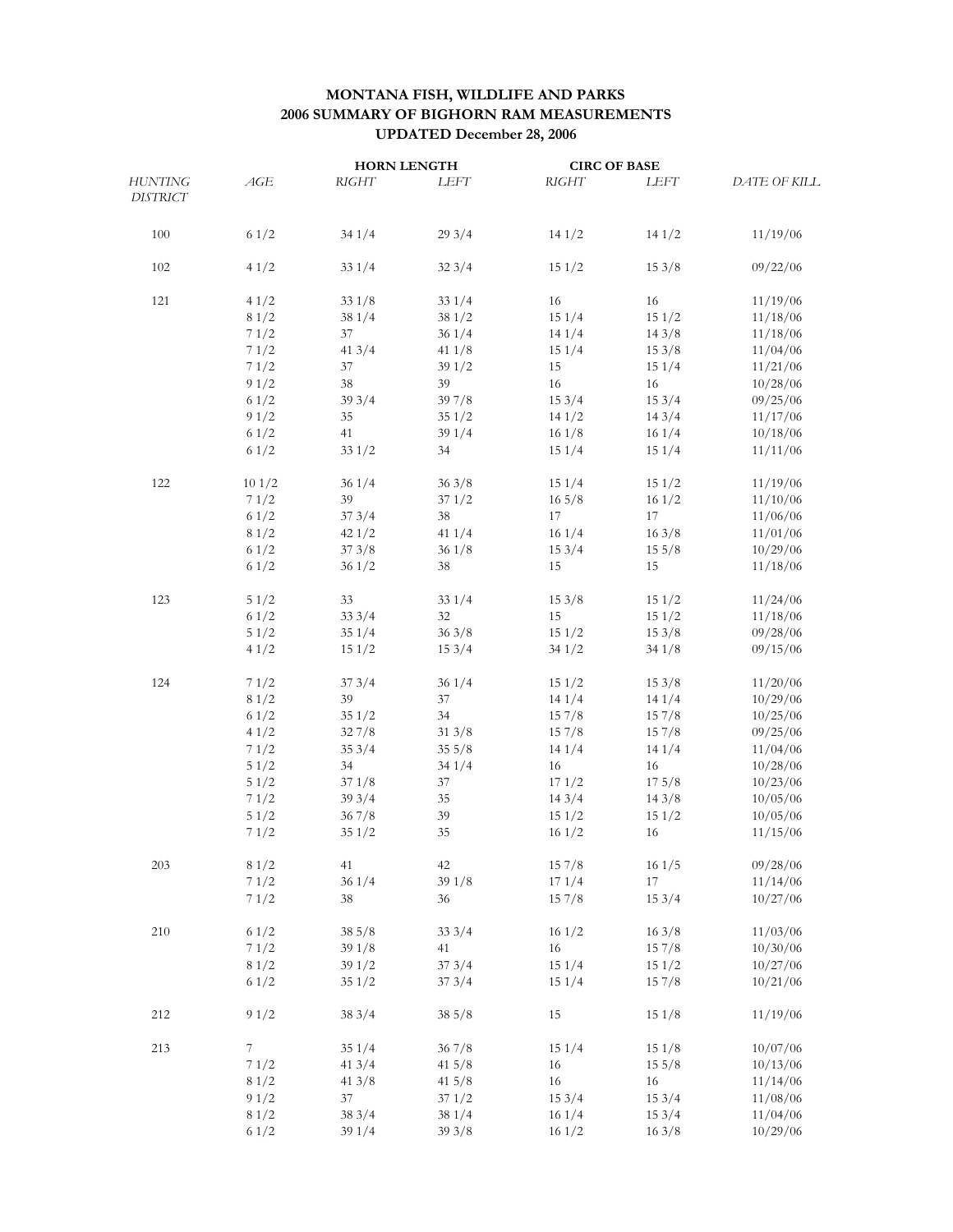# MONTANA FISH, WILDLIFE AND PARKS
# 2006 SUMMARY OF BIGHORN RAM MEASUREMENTS
## UPDATED December 28, 2006

| | | HORN LENGTH | | CIRC OF BASE | | |
|---|---|---|---|---|---|---|
| *HUNTING DISTRICT* | *AGE* | *RIGHT* | *LEFT* | *RIGHT* | *LEFT* | *DATE OF KILL* |
| 100 | 6 1/2 | 34 1/4 | 29 3/4 | 14 1/2 | 14 1/2 | 11/19/06 |
| 102 | 4 1/2 | 33 1/4 | 32 3/4 | 15 1/2 | 15 3/8 | 09/22/06 |
| 121 | 4 1/2 | 33 1/8 | 33 1/4 | 16 | 16 | 11/19/06 |
| | 8 1/2 | 38 1/4 | 38 1/2 | 15 1/4 | 15 1/2 | 11/18/06 |
| | 7 1/2 | 37 | 36 1/4 | 14 1/4 | 14 3/8 | 11/18/06 |
| | 7 1/2 | 41 3/4 | 41 1/8 | 15 1/4 | 15 3/8 | 11/04/06 |
| | 7 1/2 | 37 | 39 1/2 | 15 | 15 1/4 | 11/21/06 |
| | 9 1/2 | 38 | 39 | 16 | 16 | 10/28/06 |
| | 6 1/2 | 39 3/4 | 39 7/8 | 15 3/4 | 15 3/4 | 09/25/06 |
| | 9 1/2 | 35 | 35 1/2 | 14 1/2 | 14 3/4 | 11/17/06 |
| | 6 1/2 | 41 | 39 1/4 | 16 1/8 | 16 1/4 | 10/18/06 |
| | 6 1/2 | 33 1/2 | 34 | 15 1/4 | 15 1/4 | 11/11/06 |
| 122 | 10 1/2 | 36 1/4 | 36 3/8 | 15 1/4 | 15 1/2 | 11/19/06 |
| | 7 1/2 | 39 | 37 1/2 | 16 5/8 | 16 1/2 | 11/10/06 |
| | 6 1/2 | 37 3/4 | 38 | 17 | 17 | 11/06/06 |
| | 8 1/2 | 42 1/2 | 41 1/4 | 16 1/4 | 16 3/8 | 11/01/06 |
| | 6 1/2 | 37 3/8 | 36 1/8 | 15 3/4 | 15 5/8 | 10/29/06 |
| | 6 1/2 | 36 1/2 | 38 | 15 | 15 | 11/18/06 |
| 123 | 5 1/2 | 33 | 33 1/4 | 15 3/8 | 15 1/2 | 11/24/06 |
| | 6 1/2 | 33 3/4 | 32 | 15 | 15 1/2 | 11/18/06 |
| | 5 1/2 | 35 1/4 | 36 3/8 | 15 1/2 | 15 3/8 | 09/28/06 |
| | 4 1/2 | 15 1/2 | 15 3/4 | 34 1/2 | 34 1/8 | 09/15/06 |
| 124 | 7 1/2 | 37 3/4 | 36 1/4 | 15 1/2 | 15 3/8 | 11/20/06 |
| | 8 1/2 | 39 | 37 | 14 1/4 | 14 1/4 | 10/29/06 |
| | 6 1/2 | 35 1/2 | 34 | 15 7/8 | 15 7/8 | 10/25/06 |
| | 4 1/2 | 32 7/8 | 31 3/8 | 15 7/8 | 15 7/8 | 09/25/06 |
| | 7 1/2 | 35 3/4 | 35 5/8 | 14 1/4 | 14 1/4 | 11/04/06 |
| | 5 1/2 | 34 | 34 1/4 | 16 | 16 | 10/28/06 |
| | 5 1/2 | 37 1/8 | 37 | 17 1/2 | 17 5/8 | 10/23/06 |
| | 7 1/2 | 39 3/4 | 35 | 14 3/4 | 14 3/8 | 10/05/06 |
| | 5 1/2 | 36 7/8 | 39 | 15 1/2 | 15 1/2 | 10/05/06 |
| | 7 1/2 | 35 1/2 | 35 | 16 1/2 | 16 | 11/15/06 |
| 203 | 8 1/2 | 41 | 42 | 15 7/8 | 16 1/5 | 09/28/06 |
| | 7 1/2 | 36 1/4 | 39 1/8 | 17 1/4 | 17 | 11/14/06 |
| | 7 1/2 | 38 | 36 | 15 7/8 | 15 3/4 | 10/27/06 |
| 210 | 6 1/2 | 38 5/8 | 33 3/4 | 16 1/2 | 16 3/8 | 11/03/06 |
| | 7 1/2 | 39 1/8 | 41 | 16 | 15 7/8 | 10/30/06 |
| | 8 1/2 | 39 1/2 | 37 3/4 | 15 1/4 | 15 1/2 | 10/27/06 |
| | 6 1/2 | 35 1/2 | 37 3/4 | 15 1/4 | 15 7/8 | 10/21/06 |
| 212 | 9 1/2 | 38 3/4 | 38 5/8 | 15 | 15 1/8 | 11/19/06 |
| 213 | 7 | 35 1/4 | 36 7/8 | 15 1/4 | 15 1/8 | 10/07/06 |
| | 7 1/2 | 41 3/4 | 41 5/8 | 16 | 15 5/8 | 10/13/06 |
| | 8 1/2 | 41 3/8 | 41 5/8 | 16 | 16 | 11/14/06 |
| | 9 1/2 | 37 | 37 1/2 | 15 3/4 | 15 3/4 | 11/08/06 |
| | 8 1/2 | 38 3/4 | 38 1/4 | 16 1/4 | 15 3/4 | 11/04/06 |
| | 6 1/2 | 39 1/4 | 39 3/8 | 16 1/2 | 16 3/8 | 10/29/06 |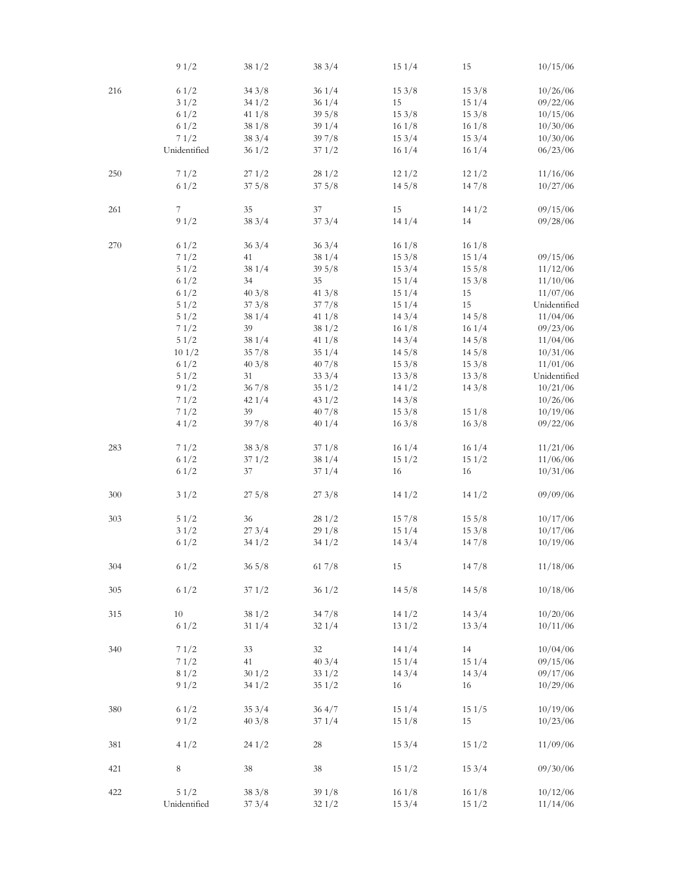| | | | | | | |
|---|---|---|---|---|---|---|
| | 9 1/2 | 38 1/2 | 38 3/4 | 15 1/4 | 15 | 10/15/06 |
| 216 | 6 1/2 | 34 3/8 | 36 1/4 | 15 3/8 | 15 3/8 | 10/26/06 |
| | 3 1/2 | 34 1/2 | 36 1/4 | 15 | 15 1/4 | 09/22/06 |
| | 6 1/2 | 41 1/8 | 39 5/8 | 15 3/8 | 15 3/8 | 10/15/06 |
| | 6 1/2 | 38 1/8 | 39 1/4 | 16 1/8 | 16 1/8 | 10/30/06 |
| | 7 1/2 | 38 3/4 | 39 7/8 | 15 3/4 | 15 3/4 | 10/30/06 |
| | Unidentified | 36 1/2 | 37 1/2 | 16 1/4 | 16 1/4 | 06/23/06 |
| 250 | 7 1/2 | 27 1/2 | 28 1/2 | 12 1/2 | 12 1/2 | 11/16/06 |
| | 6 1/2 | 37 5/8 | 37 5/8 | 14 5/8 | 14 7/8 | 10/27/06 |
| 261 | 7 | 35 | 37 | 15 | 14 1/2 | 09/15/06 |
| | 9 1/2 | 38 3/4 | 37 3/4 | 14 1/4 | 14 | 09/28/06 |
| 270 | 6 1/2 | 36 3/4 | 36 3/4 | 16 1/8 | 16 1/8 | |
| | 7 1/2 | 41 | 38 1/4 | 15 3/8 | 15 1/4 | 09/15/06 |
| | 5 1/2 | 38 1/4 | 39 5/8 | 15 3/4 | 15 5/8 | 11/12/06 |
| | 6 1/2 | 34 | 35 | 15 1/4 | 15 3/8 | 11/10/06 |
| | 6 1/2 | 40 3/8 | 41 3/8 | 15 1/4 | 15 | 11/07/06 |
| | 5 1/2 | 37 3/8 | 37 7/8 | 15 1/4 | 15 | Unidentified |
| | 5 1/2 | 38 1/4 | 41 1/8 | 14 3/4 | 14 5/8 | 11/04/06 |
| | 7 1/2 | 39 | 38 1/2 | 16 1/8 | 16 1/4 | 09/23/06 |
| | 5 1/2 | 38 1/4 | 41 1/8 | 14 3/4 | 14 5/8 | 11/04/06 |
| | 10 1/2 | 35 7/8 | 35 1/4 | 14 5/8 | 14 5/8 | 10/31/06 |
| | 6 1/2 | 40 3/8 | 40 7/8 | 15 3/8 | 15 3/8 | 11/01/06 |
| | 5 1/2 | 31 | 33 3/4 | 13 3/8 | 13 3/8 | Unidentified |
| | 9 1/2 | 36 7/8 | 35 1/2 | 14 1/2 | 14 3/8 | 10/21/06 |
| | 7 1/2 | 42 1/4 | 43 1/2 | 14 3/8 | | 10/26/06 |
| | 7 1/2 | 39 | 40 7/8 | 15 3/8 | 15 1/8 | 10/19/06 |
| | 4 1/2 | 39 7/8 | 40 1/4 | 16 3/8 | 16 3/8 | 09/22/06 |
| 283 | 7 1/2 | 38 3/8 | 37 1/8 | 16 1/4 | 16 1/4 | 11/21/06 |
| | 6 1/2 | 37 1/2 | 38 1/4 | 15 1/2 | 15 1/2 | 11/06/06 |
| | 6 1/2 | 37 | 37 1/4 | 16 | 16 | 10/31/06 |
| 300 | 3 1/2 | 27 5/8 | 27 3/8 | 14 1/2 | 14 1/2 | 09/09/06 |
| 303 | 5 1/2 | 36 | 28 1/2 | 15 7/8 | 15 5/8 | 10/17/06 |
| | 3 1/2 | 27 3/4 | 29 1/8 | 15 1/4 | 15 3/8 | 10/17/06 |
| | 6 1/2 | 34 1/2 | 34 1/2 | 14 3/4 | 14 7/8 | 10/19/06 |
| 304 | 6 1/2 | 36 5/8 | 61 7/8 | 15 | 14 7/8 | 11/18/06 |
| 305 | 6 1/2 | 37 1/2 | 36 1/2 | 14 5/8 | 14 5/8 | 10/18/06 |
| 315 | 10 | 38 1/2 | 34 7/8 | 14 1/2 | 14 3/4 | 10/20/06 |
| | 6 1/2 | 31 1/4 | 32 1/4 | 13 1/2 | 13 3/4 | 10/11/06 |
| 340 | 7 1/2 | 33 | 32 | 14 1/4 | 14 | 10/04/06 |
| | 7 1/2 | 41 | 40 3/4 | 15 1/4 | 15 1/4 | 09/15/06 |
| | 8 1/2 | 30 1/2 | 33 1/2 | 14 3/4 | 14 3/4 | 09/17/06 |
| | 9 1/2 | 34 1/2 | 35 1/2 | 16 | 16 | 10/29/06 |
| 380 | 6 1/2 | 35 3/4 | 36 4/7 | 15 1/4 | 15 1/5 | 10/19/06 |
| | 9 1/2 | 40 3/8 | 37 1/4 | 15 1/8 | 15 | 10/23/06 |
| 381 | 4 1/2 | 24 1/2 | 28 | 15 3/4 | 15 1/2 | 11/09/06 |
| 421 | 8 | 38 | 38 | 15 1/2 | 15 3/4 | 09/30/06 |
| 422 | 5 1/2 | 38 3/8 | 39 1/8 | 16 1/8 | 16 1/8 | 10/12/06 |
| | Unidentified | 37 3/4 | 32 1/2 | 15 3/4 | 15 1/2 | 11/14/06 |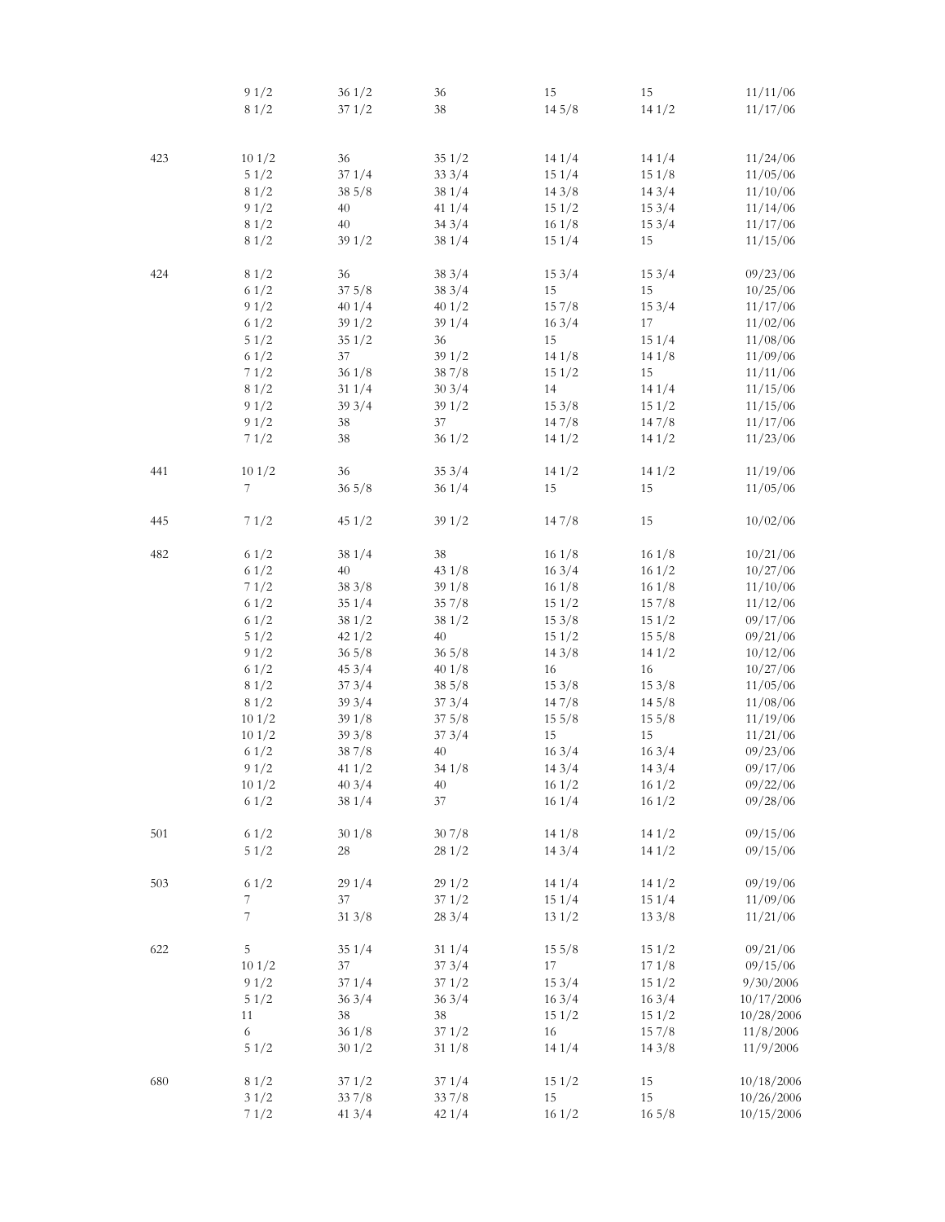| | | | | | | |
|---|---|---|---|---|---|---|
| | 9 1/2 | 36 1/2 | 36 | 15 | 15 | 11/11/06 |
| | 8 1/2 | 37 1/2 | 38 | 14 5/8 | 14 1/2 | 11/17/06 |
| | | | | | | |
| 423 | 10 1/2 | 36 | 35 1/2 | 14 1/4 | 14 1/4 | 11/24/06 |
| | 5 1/2 | 37 1/4 | 33 3/4 | 15 1/4 | 15 1/8 | 11/05/06 |
| | 8 1/2 | 38 5/8 | 38 1/4 | 14 3/8 | 14 3/4 | 11/10/06 |
| | 9 1/2 | 40 | 41 1/4 | 15 1/2 | 15 3/4 | 11/14/06 |
| | 8 1/2 | 40 | 34 3/4 | 16 1/8 | 15 3/4 | 11/17/06 |
| | 8 1/2 | 39 1/2 | 38 1/4 | 15 1/4 | 15 | 11/15/06 |
| | | | | | | |
| 424 | 8 1/2 | 36 | 38 3/4 | 15 3/4 | 15 3/4 | 09/23/06 |
| | 6 1/2 | 37 5/8 | 38 3/4 | 15 | 15 | 10/25/06 |
| | 9 1/2 | 40 1/4 | 40 1/2 | 15 7/8 | 15 3/4 | 11/17/06 |
| | 6 1/2 | 39 1/2 | 39 1/4 | 16 3/4 | 17 | 11/02/06 |
| | 5 1/2 | 35 1/2 | 36 | 15 | 15 1/4 | 11/08/06 |
| | 6 1/2 | 37 | 39 1/2 | 14 1/8 | 14 1/8 | 11/09/06 |
| | 7 1/2 | 36 1/8 | 38 7/8 | 15 1/2 | 15 | 11/11/06 |
| | 8 1/2 | 31 1/4 | 30 3/4 | 14 | 14 1/4 | 11/15/06 |
| | 9 1/2 | 39 3/4 | 39 1/2 | 15 3/8 | 15 1/2 | 11/15/06 |
| | 9 1/2 | 38 | 37 | 14 7/8 | 14 7/8 | 11/17/06 |
| | 7 1/2 | 38 | 36 1/2 | 14 1/2 | 14 1/2 | 11/23/06 |
| | | | | | | |
| 441 | 10 1/2 | 36 | 35 3/4 | 14 1/2 | 14 1/2 | 11/19/06 |
| | 7 | 36 5/8 | 36 1/4 | 15 | 15 | 11/05/06 |
| | | | | | | |
| 445 | 7 1/2 | 45 1/2 | 39 1/2 | 14 7/8 | 15 | 10/02/06 |
| | | | | | | |
| 482 | 6 1/2 | 38 1/4 | 38 | 16 1/8 | 16 1/8 | 10/21/06 |
| | 6 1/2 | 40 | 43 1/8 | 16 3/4 | 16 1/2 | 10/27/06 |
| | 7 1/2 | 38 3/8 | 39 1/8 | 16 1/8 | 16 1/8 | 11/10/06 |
| | 6 1/2 | 35 1/4 | 35 7/8 | 15 1/2 | 15 7/8 | 11/12/06 |
| | 6 1/2 | 38 1/2 | 38 1/2 | 15 3/8 | 15 1/2 | 09/17/06 |
| | 5 1/2 | 42 1/2 | 40 | 15 1/2 | 15 5/8 | 09/21/06 |
| | 9 1/2 | 36 5/8 | 36 5/8 | 14 3/8 | 14 1/2 | 10/12/06 |
| | 6 1/2 | 45 3/4 | 40 1/8 | 16 | 16 | 10/27/06 |
| | 8 1/2 | 37 3/4 | 38 5/8 | 15 3/8 | 15 3/8 | 11/05/06 |
| | 8 1/2 | 39 3/4 | 37 3/4 | 14 7/8 | 14 5/8 | 11/08/06 |
| | 10 1/2 | 39 1/8 | 37 5/8 | 15 5/8 | 15 5/8 | 11/19/06 |
| | 10 1/2 | 39 3/8 | 37 3/4 | 15 | 15 | 11/21/06 |
| | 6 1/2 | 38 7/8 | 40 | 16 3/4 | 16 3/4 | 09/23/06 |
| | 9 1/2 | 41 1/2 | 34 1/8 | 14 3/4 | 14 3/4 | 09/17/06 |
| | 10 1/2 | 40 3/4 | 40 | 16 1/2 | 16 1/2 | 09/22/06 |
| | 6 1/2 | 38 1/4 | 37 | 16 1/4 | 16 1/2 | 09/28/06 |
| | | | | | | |
| 501 | 6 1/2 | 30 1/8 | 30 7/8 | 14 1/8 | 14 1/2 | 09/15/06 |
| | 5 1/2 | 28 | 28 1/2 | 14 3/4 | 14 1/2 | 09/15/06 |
| | | | | | | |
| 503 | 6 1/2 | 29 1/4 | 29 1/2 | 14 1/4 | 14 1/2 | 09/19/06 |
| | 7 | 37 | 37 1/2 | 15 1/4 | 15 1/4 | 11/09/06 |
| | 7 | 31 3/8 | 28 3/4 | 13 1/2 | 13 3/8 | 11/21/06 |
| | | | | | | |
| 622 | 5 | 35 1/4 | 31 1/4 | 15 5/8 | 15 1/2 | 09/21/06 |
| | 10 1/2 | 37 | 37 3/4 | 17 | 17 1/8 | 09/15/06 |
| | 9 1/2 | 37 1/4 | 37 1/2 | 15 3/4 | 15 1/2 | 9/30/2006 |
| | 5 1/2 | 36 3/4 | 36 3/4 | 16 3/4 | 16 3/4 | 10/17/2006 |
| | 11 | 38 | 38 | 15 1/2 | 15 1/2 | 10/28/2006 |
| | 6 | 36 1/8 | 37 1/2 | 16 | 15 7/8 | 11/8/2006 |
| | 5 1/2 | 30 1/2 | 31 1/8 | 14 1/4 | 14 3/8 | 11/9/2006 |
| | | | | | | |
| 680 | 8 1/2 | 37 1/2 | 37 1/4 | 15 1/2 | 15 | 10/18/2006 |
| | 3 1/2 | 33 7/8 | 33 7/8 | 15 | 15 | 10/26/2006 |
| | 7 1/2 | 41 3/4 | 42 1/4 | 16 1/2 | 16 5/8 | 10/15/2006 |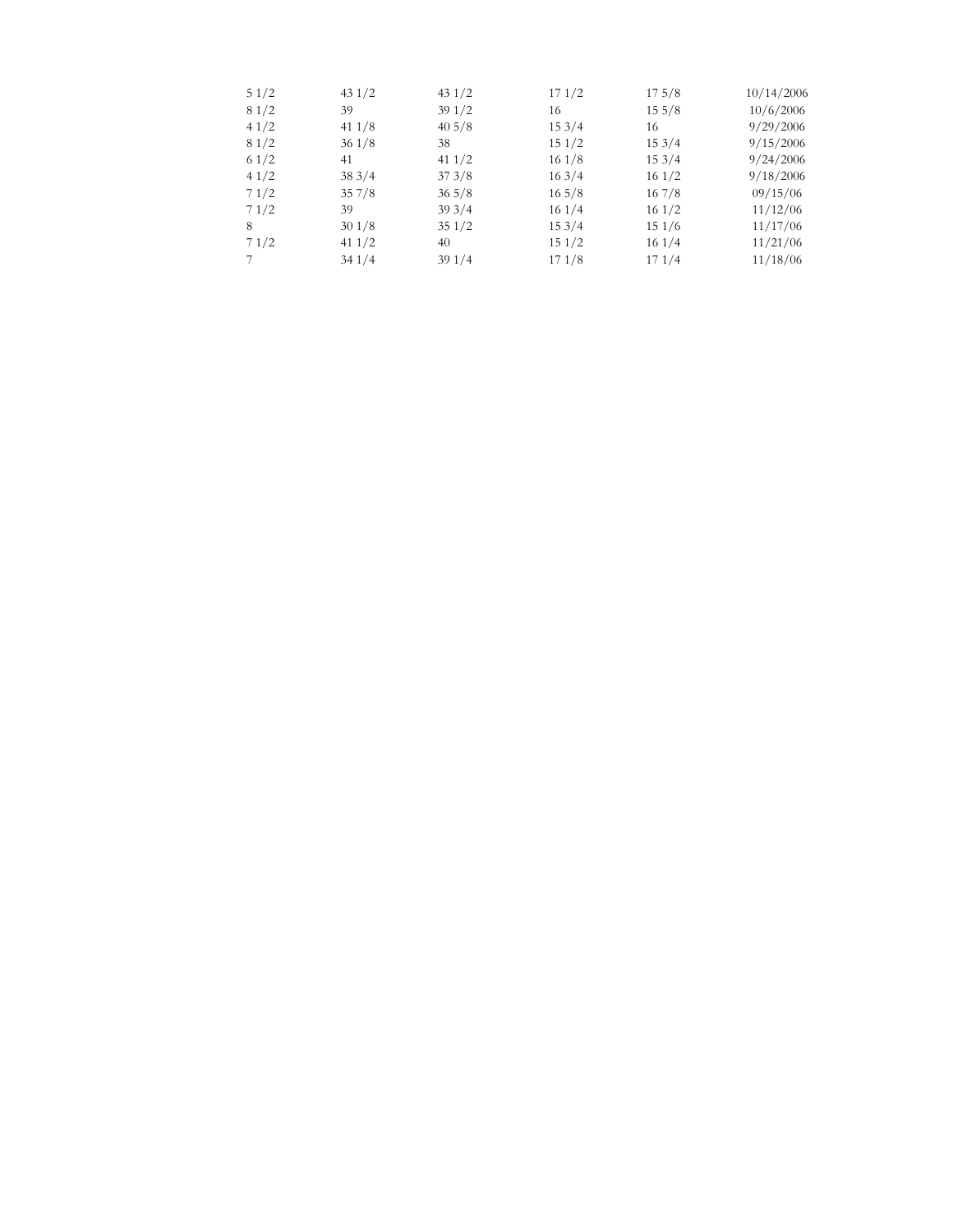| | | | | | |
|---|---|---|---|---|---|
| 5 1/2 | 43 1/2 | 43 1/2 | 17 1/2 | 17 5/8 | 10/14/2006 |
| 8 1/2 | 39 | 39 1/2 | 16 | 15 5/8 | 10/6/2006 |
| 4 1/2 | 41 1/8 | 40 5/8 | 15 3/4 | 16 | 9/29/2006 |
| 8 1/2 | 36 1/8 | 38 | 15 1/2 | 15 3/4 | 9/15/2006 |
| 6 1/2 | 41 | 41 1/2 | 16 1/8 | 15 3/4 | 9/24/2006 |
| 4 1/2 | 38 3/4 | 37 3/8 | 16 3/4 | 16 1/2 | 9/18/2006 |
| 7 1/2 | 35 7/8 | 36 5/8 | 16 5/8 | 16 7/8 | 09/15/06 |
| 7 1/2 | 39 | 39 3/4 | 16 1/4 | 16 1/2 | 11/12/06 |
| 8 | 30 1/8 | 35 1/2 | 15 3/4 | 15 1/6 | 11/17/06 |
| 7 1/2 | 41 1/2 | 40 | 15 1/2 | 16 1/4 | 11/21/06 |
| 7 | 34 1/4 | 39 1/4 | 17 1/8 | 17 1/4 | 11/18/06 |